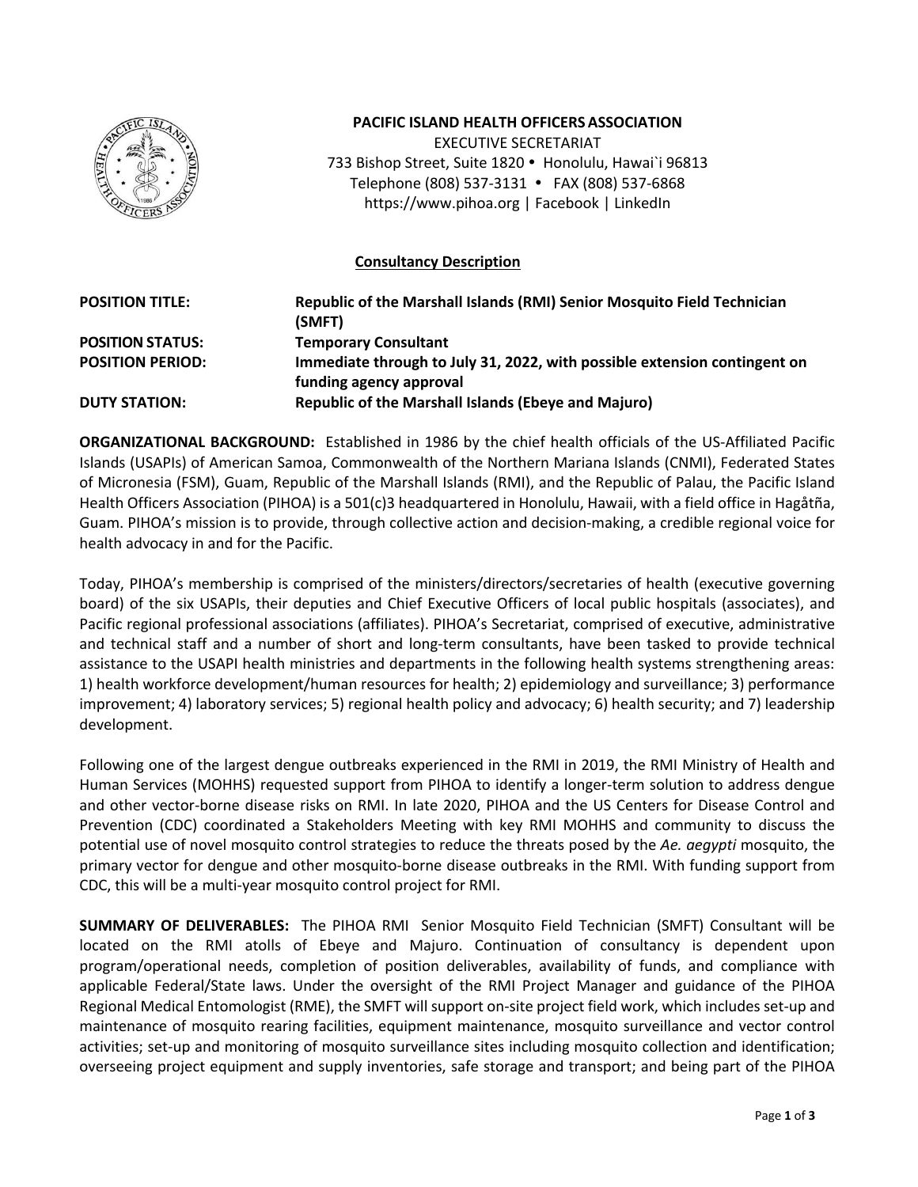**PACIFIC ISLAND HEALTH OFFICERS ASSOCIATION**
EXECUTIVE SECRETARIAT
733 Bishop Street, Suite 1820 • Honolulu, Hawai`i 96813
Telephone (808) 537-3131 • FAX (808) 537-6868
https://www.pihoa.org | Facebook | LinkedIn

## Consultancy Description

| | |
|---|---|
| **POSITION TITLE:** | **Republic of the Marshall Islands (RMI) Senior Mosquito Field Technician (SMFT)** |
| **POSITION STATUS:** | **Temporary Consultant** |
| **POSITION PERIOD:** | **Immediate through to July 31, 2022, with possible extension contingent on funding agency approval** |
| **DUTY STATION:** | **Republic of the Marshall Islands (Ebeye and Majuro)** |

**ORGANIZATIONAL BACKGROUND:** Established in 1986 by the chief health officials of the US-Affiliated Pacific Islands (USAPIs) of American Samoa, Commonwealth of the Northern Mariana Islands (CNMI), Federated States of Micronesia (FSM), Guam, Republic of the Marshall Islands (RMI), and the Republic of Palau, the Pacific Island Health Officers Association (PIHOA) is a 501(c)3 headquartered in Honolulu, Hawaii, with a field office in Hagåtña, Guam. PIHOA's mission is to provide, through collective action and decision-making, a credible regional voice for health advocacy in and for the Pacific.

Today, PIHOA's membership is comprised of the ministers/directors/secretaries of health (executive governing board) of the six USAPIs, their deputies and Chief Executive Officers of local public hospitals (associates), and Pacific regional professional associations (affiliates). PIHOA's Secretariat, comprised of executive, administrative and technical staff and a number of short and long-term consultants, have been tasked to provide technical assistance to the USAPI health ministries and departments in the following health systems strengthening areas: 1) health workforce development/human resources for health; 2) epidemiology and surveillance; 3) performance improvement; 4) laboratory services; 5) regional health policy and advocacy; 6) health security; and 7) leadership development.

Following one of the largest dengue outbreaks experienced in the RMI in 2019, the RMI Ministry of Health and Human Services (MOHHS) requested support from PIHOA to identify a longer-term solution to address dengue and other vector-borne disease risks on RMI. In late 2020, PIHOA and the US Centers for Disease Control and Prevention (CDC) coordinated a Stakeholders Meeting with key RMI MOHHS and community to discuss the potential use of novel mosquito control strategies to reduce the threats posed by the *Ae. aegypti* mosquito, the primary vector for dengue and other mosquito-borne disease outbreaks in the RMI. With funding support from CDC, this will be a multi-year mosquito control project for RMI.

**SUMMARY OF DELIVERABLES:** The PIHOA RMI Senior Mosquito Field Technician (SMFT) Consultant will be located on the RMI atolls of Ebeye and Majuro. Continuation of consultancy is dependent upon program/operational needs, completion of position deliverables, availability of funds, and compliance with applicable Federal/State laws. Under the oversight of the RMI Project Manager and guidance of the PIHOA Regional Medical Entomologist (RME), the SMFT will support on-site project field work, which includes set-up and maintenance of mosquito rearing facilities, equipment maintenance, mosquito surveillance and vector control activities; set-up and monitoring of mosquito surveillance sites including mosquito collection and identification; overseeing project equipment and supply inventories, safe storage and transport; and being part of the PIHOA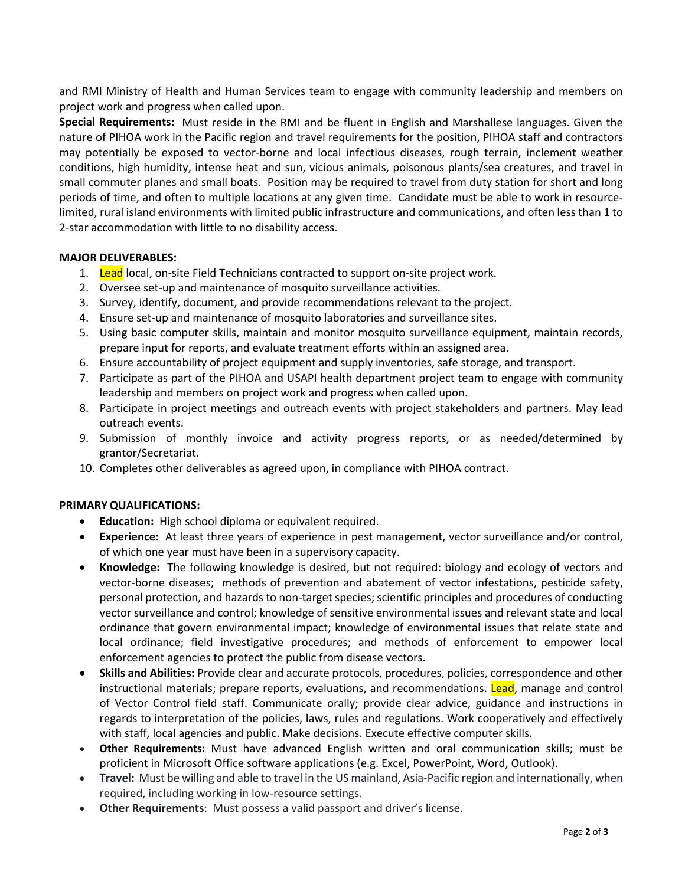and RMI Ministry of Health and Human Services team to engage with community leadership and members on project work and progress when called upon.

**Special Requirements:** Must reside in the RMI and be fluent in English and Marshallese languages. Given the nature of PIHOA work in the Pacific region and travel requirements for the position, PIHOA staff and contractors may potentially be exposed to vector-borne and local infectious diseases, rough terrain, inclement weather conditions, high humidity, intense heat and sun, vicious animals, poisonous plants/sea creatures, and travel in small commuter planes and small boats. Position may be required to travel from duty station for short and long periods of time, and often to multiple locations at any given time. Candidate must be able to work in resource-limited, rural island environments with limited public infrastructure and communications, and often less than 1 to 2-star accommodation with little to no disability access.

**MAJOR DELIVERABLES:**

1. Lead local, on-site Field Technicians contracted to support on-site project work.
2. Oversee set-up and maintenance of mosquito surveillance activities.
3. Survey, identify, document, and provide recommendations relevant to the project.
4. Ensure set-up and maintenance of mosquito laboratories and surveillance sites.
5. Using basic computer skills, maintain and monitor mosquito surveillance equipment, maintain records, prepare input for reports, and evaluate treatment efforts within an assigned area.
6. Ensure accountability of project equipment and supply inventories, safe storage, and transport.
7. Participate as part of the PIHOA and USAPI health department project team to engage with community leadership and members on project work and progress when called upon.
8. Participate in project meetings and outreach events with project stakeholders and partners. May lead outreach events.
9. Submission of monthly invoice and activity progress reports, or as needed/determined by grantor/Secretariat.
10. Completes other deliverables as agreed upon, in compliance with PIHOA contract.

**PRIMARY QUALIFICATIONS:**

- **Education:** High school diploma or equivalent required.
- **Experience:** At least three years of experience in pest management, vector surveillance and/or control, of which one year must have been in a supervisory capacity.
- **Knowledge:** The following knowledge is desired, but not required: biology and ecology of vectors and vector-borne diseases; methods of prevention and abatement of vector infestations, pesticide safety, personal protection, and hazards to non-target species; scientific principles and procedures of conducting vector surveillance and control; knowledge of sensitive environmental issues and relevant state and local ordinance that govern environmental impact; knowledge of environmental issues that relate state and local ordinance; field investigative procedures; and methods of enforcement to empower local enforcement agencies to protect the public from disease vectors.
- **Skills and Abilities:** Provide clear and accurate protocols, procedures, policies, correspondence and other instructional materials; prepare reports, evaluations, and recommendations. Lead, manage and control of Vector Control field staff. Communicate orally; provide clear advice, guidance and instructions in regards to interpretation of the policies, laws, rules and regulations. Work cooperatively and effectively with staff, local agencies and public. Make decisions. Execute effective computer skills.
- **Other Requirements:** Must have advanced English written and oral communication skills; must be proficient in Microsoft Office software applications (e.g. Excel, PowerPoint, Word, Outlook).
- **Travel:** Must be willing and able to travel in the US mainland, Asia-Pacific region and internationally, when required, including working in low-resource settings.
- **Other Requirements**: Must possess a valid passport and driver's license.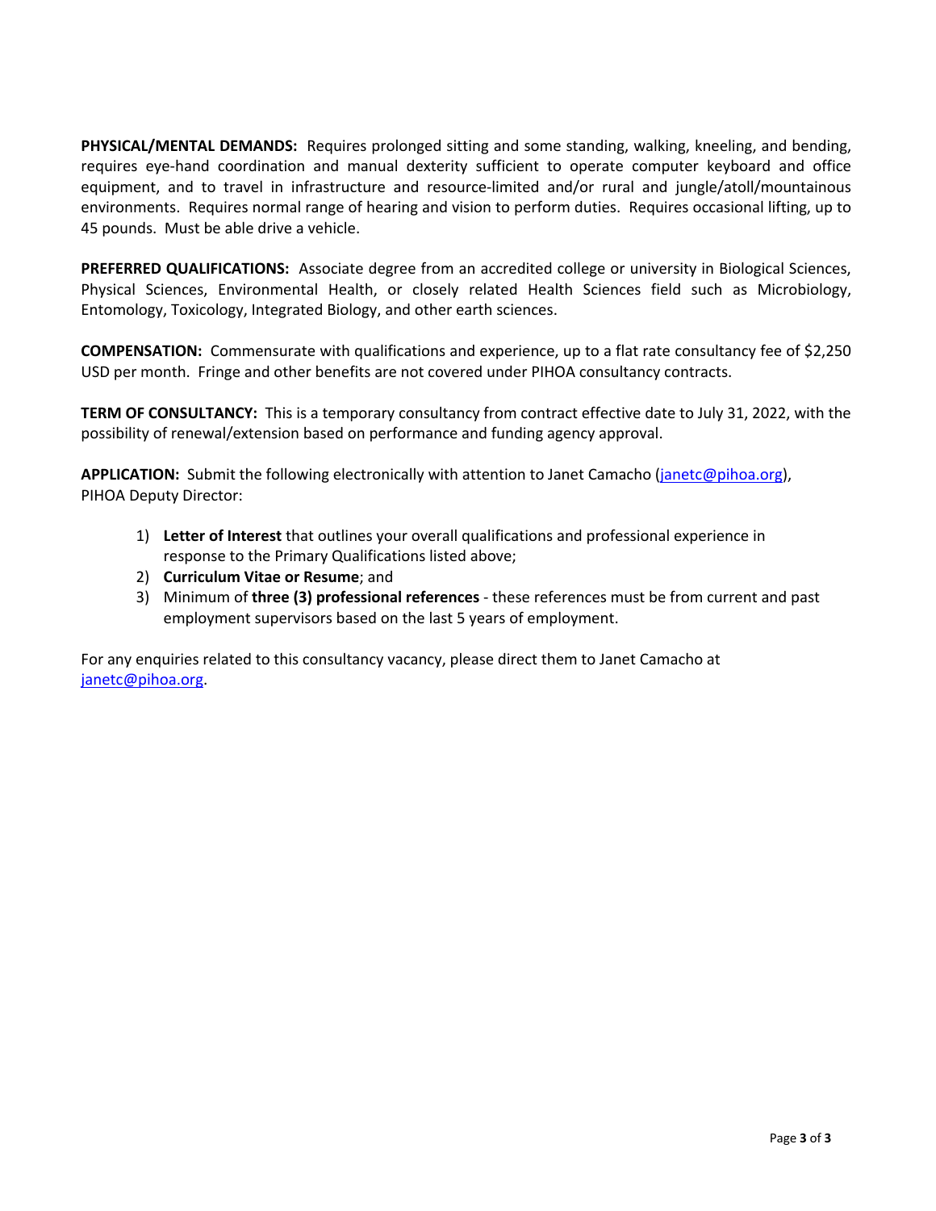**PHYSICAL/MENTAL DEMANDS:** Requires prolonged sitting and some standing, walking, kneeling, and bending, requires eye-hand coordination and manual dexterity sufficient to operate computer keyboard and office equipment, and to travel in infrastructure and resource-limited and/or rural and jungle/atoll/mountainous environments. Requires normal range of hearing and vision to perform duties. Requires occasional lifting, up to 45 pounds. Must be able drive a vehicle.

**PREFERRED QUALIFICATIONS:** Associate degree from an accredited college or university in Biological Sciences, Physical Sciences, Environmental Health, or closely related Health Sciences field such as Microbiology, Entomology, Toxicology, Integrated Biology, and other earth sciences.

**COMPENSATION:** Commensurate with qualifications and experience, up to a flat rate consultancy fee of $2,250 USD per month. Fringe and other benefits are not covered under PIHOA consultancy contracts.

**TERM OF CONSULTANCY:** This is a temporary consultancy from contract effective date to July 31, 2022, with the possibility of renewal/extension based on performance and funding agency approval.

**APPLICATION:** Submit the following electronically with attention to Janet Camacho (janetc@pihoa.org), PIHOA Deputy Director:

1) **Letter of Interest** that outlines your overall qualifications and professional experience in response to the Primary Qualifications listed above;
2) **Curriculum Vitae or Resume**; and
3) Minimum of **three (3) professional references** - these references must be from current and past employment supervisors based on the last 5 years of employment.

For any enquiries related to this consultancy vacancy, please direct them to Janet Camacho at janetc@pihoa.org.